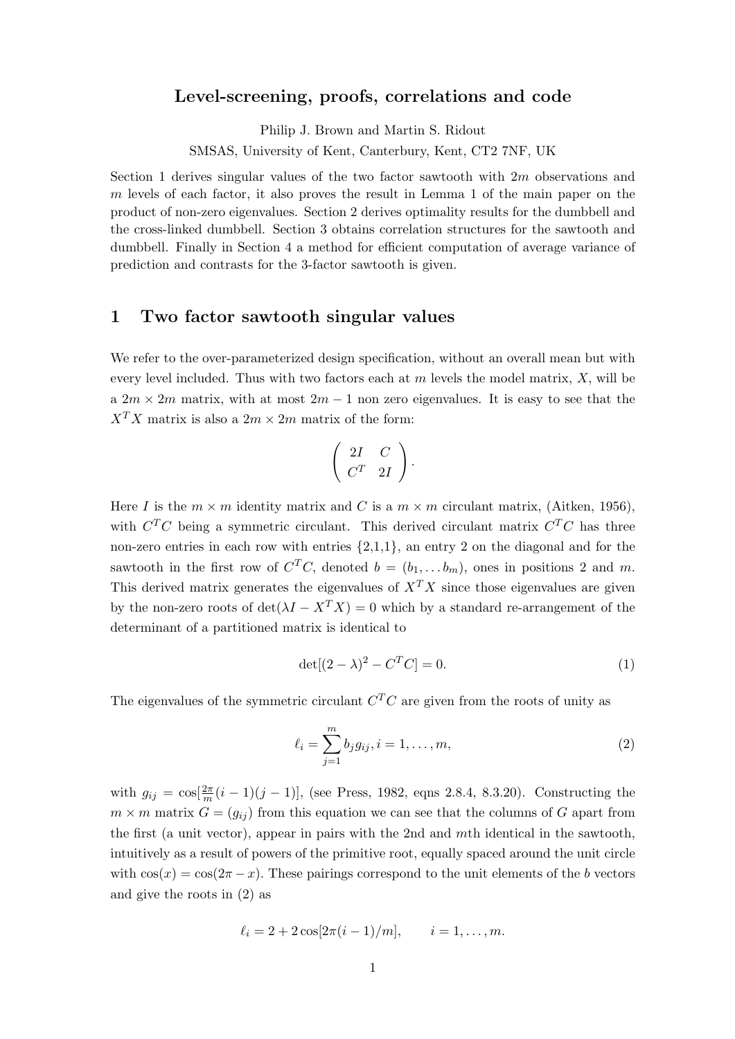## Level-screening, proofs, correlations and code

Philip J. Brown and Martin S. Ridout

SMSAS, University of Kent, Canterbury, Kent, CT2 7NF, UK

Section 1 derives singular values of the two factor sawtooth with $2m$ observations and $m$ levels of each factor, it also proves the result in Lemma 1 of the main paper on the product of non-zero eigenvalues. Section 2 derives optimality results for the dumbbell and the cross-linked dumbbell. Section 3 obtains correlation structures for the sawtooth and dumbbell. Finally in Section 4 a method for efficient computation of average variance of prediction and contrasts for the 3-factor sawtooth is given.

# 1 Two factor sawtooth singular values

We refer to the over-parameterized design specification, without an overall mean but with every level included. Thus with two factors each at $m$ levels the model matrix, $X$, will be a $2m \times 2m$ matrix, with at most $2m-1$ non zero eigenvalues. It is easy to see that the $X^TX$ matrix is also a $2m \times 2m$ matrix of the form:

$$\begin{pmatrix} 2I & C \\ C^T & 2I \end{pmatrix}.$$

Here $I$ is the $m \times m$ identity matrix and $C$ is a $m \times m$ circulant matrix, (Aitken, 1956), with $C^TC$ being a symmetric circulant. This derived circulant matrix $C^TC$ has three non-zero entries in each row with entries {2,1,1}, an entry 2 on the diagonal and for the sawtooth in the first row of $C^TC$, denoted $b = (b_1, \dots b_m)$, ones in positions 2 and $m$. This derived matrix generates the eigenvalues of $X^TX$ since those eigenvalues are given by the non-zero roots of $\det(\lambda I - X^TX) = 0$ which by a standard re-arrangement of the determinant of a partitioned matrix is identical to

$$\det[(2-\lambda)^2 - C^TC] = 0. \tag{1}$$

The eigenvalues of the symmetric circulant $C^TC$ are given from the roots of unity as

$$\ell_i = \sum_{j=1}^{m} b_j g_{ij}, i = 1, \dots, m, \tag{2}$$

with $g_{ij} = \cos[\frac{2\pi}{m}(i-1)(j-1)]$, (see Press, 1982, eqns 2.8.4, 8.3.20). Constructing the $m \times m$ matrix $G = (g_{ij})$ from this equation we can see that the columns of $G$ apart from the first (a unit vector), appear in pairs with the 2nd and $m$th identical in the sawtooth, intuitively as a result of powers of the primitive root, equally spaced around the unit circle with $\cos(x) = \cos(2\pi - x)$. These pairings correspond to the unit elements of the $b$ vectors and give the roots in (2) as

$$\ell_i = 2 + 2\cos[2\pi(i-1)/m], \qquad i = 1, \dots, m.$$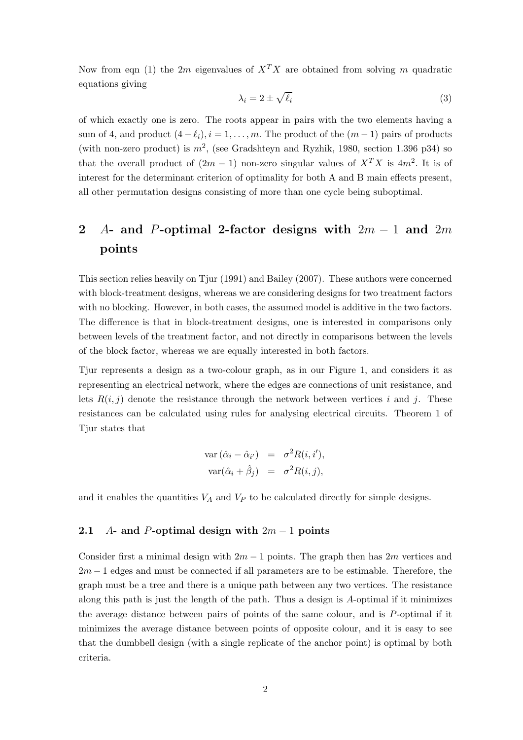Now from eqn (1) the $2m$ eigenvalues of $X^T X$ are obtained from solving $m$ quadratic equations giving

$$\lambda_i = 2 \pm \sqrt{\ell_i} \tag{3}$$

of which exactly one is zero. The roots appear in pairs with the two elements having a sum of 4, and product $(4 - \ell_i), i = 1, \ldots, m$. The product of the $(m-1)$ pairs of products (with non-zero product) is $m^2$, (see Gradshteyn and Ryzhik, 1980, section 1.396 p34) so that the overall product of $(2m-1)$ non-zero singular values of $X^T X$ is $4m^2$. It is of interest for the determinant criterion of optimality for both A and B main effects present, all other permutation designs consisting of more than one cycle being suboptimal.

## 2 $A$- and $P$-optimal 2-factor designs with $2m-1$ and $2m$ points

This section relies heavily on Tjur (1991) and Bailey (2007). These authors were concerned with block-treatment designs, whereas we are considering designs for two treatment factors with no blocking. However, in both cases, the assumed model is additive in the two factors. The difference is that in block-treatment designs, one is interested in comparisons only between levels of the treatment factor, and not directly in comparisons between the levels of the block factor, whereas we are equally interested in both factors.

Tjur represents a design as a two-colour graph, as in our Figure 1, and considers it as representing an electrical network, where the edges are connections of unit resistance, and lets $R(i,j)$ denote the resistance through the network between vertices $i$ and $j$. These resistances can be calculated using rules for analysing electrical circuits. Theorem 1 of Tjur states that

$$\begin{aligned} \operatorname{var}(\hat{\alpha}_i - \hat{\alpha}_{i'}) &= \sigma^2 R(i, i'), \\ \operatorname{var}(\hat{\alpha}_i + \hat{\beta}_j) &= \sigma^2 R(i, j), \end{aligned}$$

and it enables the quantities $V_A$ and $V_P$ to be calculated directly for simple designs.

### 2.1 $A$- and $P$-optimal design with $2m-1$ points

Consider first a minimal design with $2m-1$ points. The graph then has $2m$ vertices and $2m-1$ edges and must be connected if all parameters are to be estimable. Therefore, the graph must be a tree and there is a unique path between any two vertices. The resistance along this path is just the length of the path. Thus a design is $A$-optimal if it minimizes the average distance between pairs of points of the same colour, and is $P$-optimal if it minimizes the average distance between points of opposite colour, and it is easy to see that the dumbbell design (with a single replicate of the anchor point) is optimal by both criteria.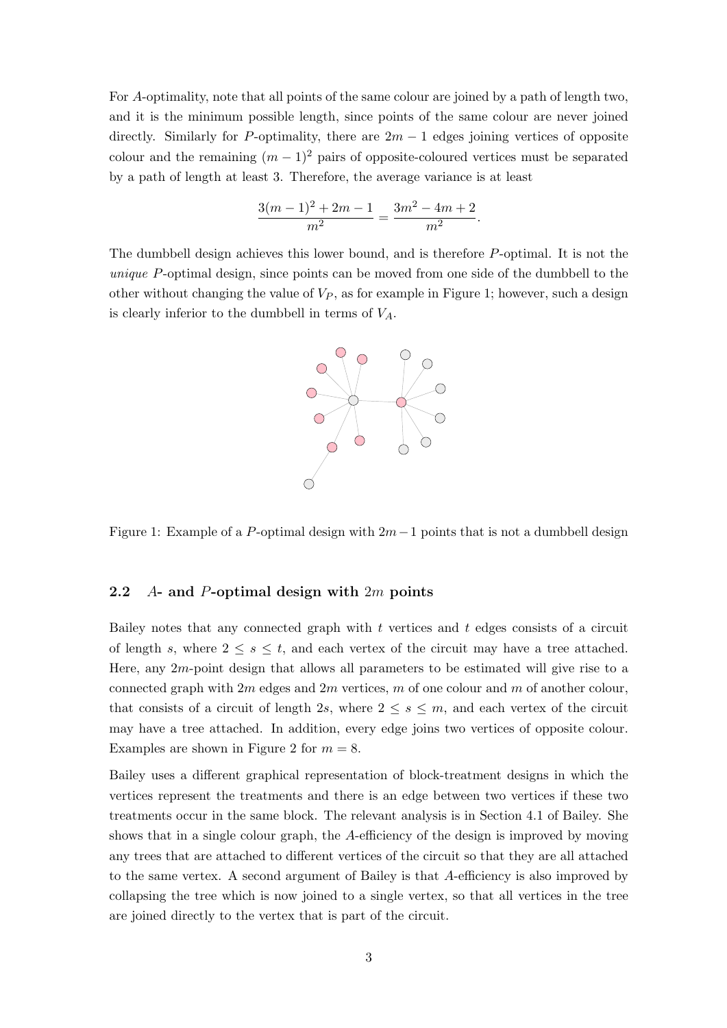For $A$-optimality, note that all points of the same colour are joined by a path of length two, and it is the minimum possible length, since points of the same colour are never joined directly. Similarly for $P$-optimality, there are $2m-1$ edges joining vertices of opposite colour and the remaining $(m-1)^2$ pairs of opposite-coloured vertices must be separated by a path of length at least 3. Therefore, the average variance is at least

$$\frac{3(m-1)^2+2m-1}{m^2} = \frac{3m^2-4m+2}{m^2}.$$

The dumbbell design achieves this lower bound, and is therefore $P$-optimal. It is not the *unique* $P$-optimal design, since points can be moved from one side of the dumbbell to the other without changing the value of $V_P$, as for example in Figure 1; however, such a design is clearly inferior to the dumbbell in terms of $V_A$.

Figure 1: Example of a $P$-optimal design with $2m-1$ points that is not a dumbbell design

## 2.2 $A$- and $P$-optimal design with $2m$ points

Bailey notes that any connected graph with $t$ vertices and $t$ edges consists of a circuit of length $s$, where $2 \leq s \leq t$, and each vertex of the circuit may have a tree attached. Here, any $2m$-point design that allows all parameters to be estimated will give rise to a connected graph with $2m$ edges and $2m$ vertices, $m$ of one colour and $m$ of another colour, that consists of a circuit of length $2s$, where $2 \leq s \leq m$, and each vertex of the circuit may have a tree attached. In addition, every edge joins two vertices of opposite colour. Examples are shown in Figure 2 for $m = 8$.

Bailey uses a different graphical representation of block-treatment designs in which the vertices represent the treatments and there is an edge between two vertices if these two treatments occur in the same block. The relevant analysis is in Section 4.1 of Bailey. She shows that in a single colour graph, the $A$-efficiency of the design is improved by moving any trees that are attached to different vertices of the circuit so that they are all attached to the same vertex. A second argument of Bailey is that $A$-efficiency is also improved by collapsing the tree which is now joined to a single vertex, so that all vertices in the tree are joined directly to the vertex that is part of the circuit.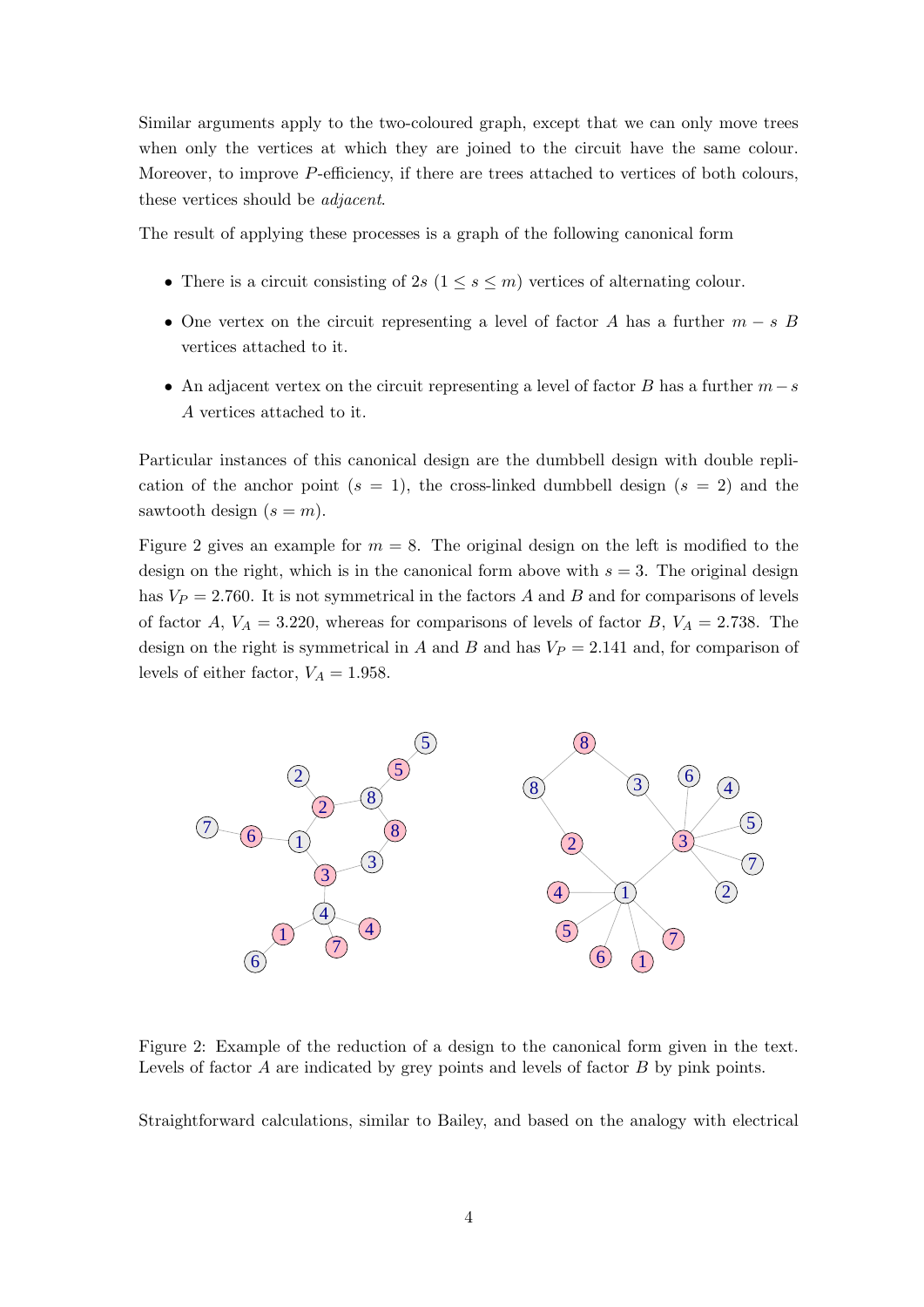Similar arguments apply to the two-coloured graph, except that we can only move trees when only the vertices at which they are joined to the circuit have the same colour. Moreover, to improve $P$-efficiency, if there are trees attached to vertices of both colours, these vertices should be *adjacent*.

The result of applying these processes is a graph of the following canonical form

- There is a circuit consisting of $2s$ ($1 \leq s \leq m$) vertices of alternating colour.
- One vertex on the circuit representing a level of factor $A$ has a further $m - s$ $B$ vertices attached to it.
- An adjacent vertex on the circuit representing a level of factor $B$ has a further $m - s$ $A$ vertices attached to it.

Particular instances of this canonical design are the dumbbell design with double replication of the anchor point ($s = 1$), the cross-linked dumbbell design ($s = 2$) and the sawtooth design ($s = m$).

Figure 2 gives an example for $m = 8$. The original design on the left is modified to the design on the right, which is in the canonical form above with $s = 3$. The original design has $V_P = 2.760$. It is not symmetrical in the factors $A$ and $B$ and for comparisons of levels of factor $A$, $V_A = 3.220$, whereas for comparisons of levels of factor $B$, $V_A = 2.738$. The design on the right is symmetrical in $A$ and $B$ and has $V_P = 2.141$ and, for comparison of levels of either factor, $V_A = 1.958$.

Figure 2: Example of the reduction of a design to the canonical form given in the text. Levels of factor $A$ are indicated by grey points and levels of factor $B$ by pink points.

Straightforward calculations, similar to Bailey, and based on the analogy with electrical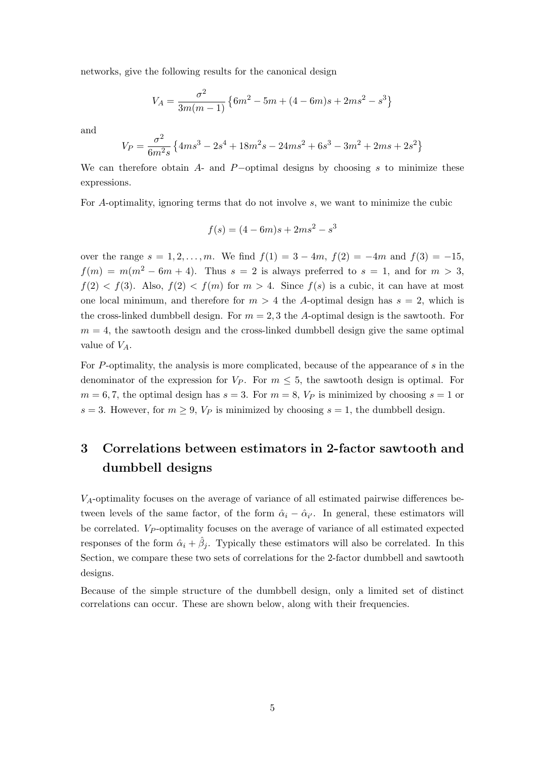networks, give the following results for the canonical design

$$V_A = \frac{\sigma^2}{3m(m-1)} \left\{6m^2 - 5m + (4-6m)s + 2ms^2 - s^3\right\}$$

and

$$V_P = \frac{\sigma^2}{6m^2 s} \left\{4ms^3 - 2s^4 + 18m^2 s - 24ms^2 + 6s^3 - 3m^2 + 2ms + 2s^2\right\}$$

We can therefore obtain $A$- and $P-$optimal designs by choosing $s$ to minimize these expressions.

For $A$-optimality, ignoring terms that do not involve $s$, we want to minimize the cubic

$$f(s) = (4-6m)s + 2ms^2 - s^3$$

over the range $s = 1, 2, \ldots, m$. We find $f(1) = 3 - 4m$, $f(2) = -4m$ and $f(3) = -15$, $f(m) = m(m^2 - 6m + 4)$. Thus $s = 2$ is always preferred to $s = 1$, and for $m > 3$, $f(2) < f(3)$. Also, $f(2) < f(m)$ for $m > 4$. Since $f(s)$ is a cubic, it can have at most one local minimum, and therefore for $m > 4$ the $A$-optimal design has $s = 2$, which is the cross-linked dumbbell design. For $m = 2, 3$ the $A$-optimal design is the sawtooth. For $m = 4$, the sawtooth design and the cross-linked dumbbell design give the same optimal value of $V_A$.

For $P$-optimality, the analysis is more complicated, because of the appearance of $s$ in the denominator of the expression for $V_P$. For $m \leq 5$, the sawtooth design is optimal. For $m = 6, 7$, the optimal design has $s = 3$. For $m = 8$, $V_P$ is minimized by choosing $s = 1$ or $s = 3$. However, for $m \geq 9$, $V_P$ is minimized by choosing $s = 1$, the dumbbell design.

## 3 Correlations between estimators in 2-factor sawtooth and dumbbell designs

$V_A$-optimality focuses on the average of variance of all estimated pairwise differences between levels of the same factor, of the form $\hat{\alpha}_i - \hat{\alpha}_{i'}$. In general, these estimators will be correlated. $V_P$-optimality focuses on the average of variance of all estimated expected responses of the form $\hat{\alpha}_i + \hat{\beta}_j$. Typically these estimators will also be correlated. In this Section, we compare these two sets of correlations for the 2-factor dumbbell and sawtooth designs.

Because of the simple structure of the dumbbell design, only a limited set of distinct correlations can occur. These are shown below, along with their frequencies.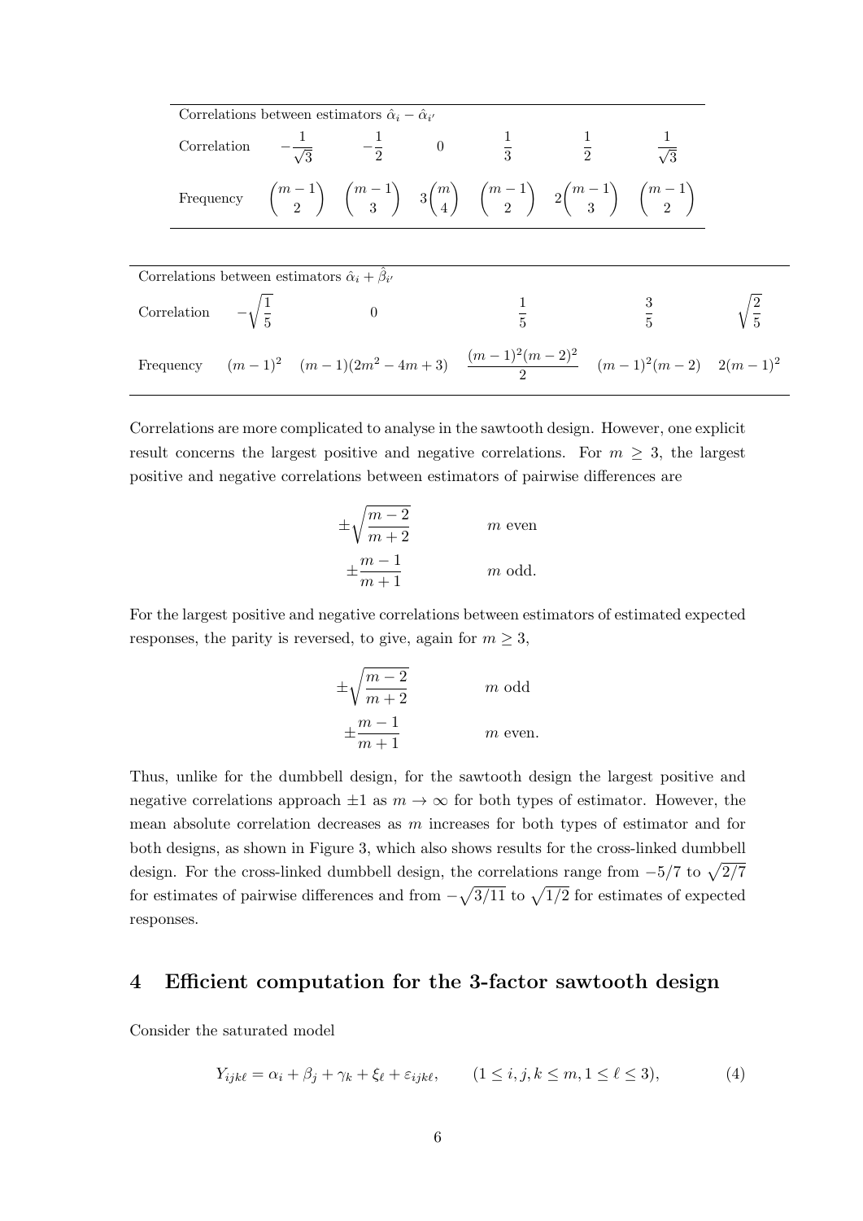| Correlations between estimators $\hat{\alpha}_i - \hat{\alpha}_{i'}$ | | | | | | |
|---|---|---|---|---|---|---|
| Correlation | $-\dfrac{1}{\sqrt{3}}$ | $-\dfrac{1}{2}$ | $0$ | $\dfrac{1}{3}$ | $\dfrac{1}{2}$ | $\dfrac{1}{\sqrt{3}}$ |
| Frequency | $\binom{m-1}{2}$ | $\binom{m-1}{3}$ | $3\binom{m}{4}$ | $\binom{m-1}{2}$ | $2\binom{m-1}{3}$ | $\binom{m-1}{2}$ |

| Correlations between estimators $\hat{\alpha}_i + \hat{\beta}_{i'}$ | | | | | |
|---|---|---|---|---|---|
| Correlation | $-\sqrt{\dfrac{1}{5}}$ | $0$ | $\dfrac{1}{5}$ | $\dfrac{3}{5}$ | $\sqrt{\dfrac{2}{5}}$ |
| Frequency | $(m-1)^2$ | $(m-1)(2m^2-4m+3)$ | $\dfrac{(m-1)^2(m-2)^2}{2}$ | $(m-1)^2(m-2)$ | $2(m-1)^2$ |

Correlations are more complicated to analyse in the sawtooth design. However, one explicit result concerns the largest positive and negative correlations. For $m \geq 3$, the largest positive and negative correlations between estimators of pairwise differences are

$$
\begin{aligned}
&\pm\sqrt{\frac{m-2}{m+2}} \qquad && m \text{ even} \\
&\pm\frac{m-1}{m+1} \qquad && m \text{ odd.}
\end{aligned}
$$

For the largest positive and negative correlations between estimators of estimated expected responses, the parity is reversed, to give, again for $m \geq 3$,

$$
\begin{aligned}
&\pm\sqrt{\frac{m-2}{m+2}} \qquad && m \text{ odd} \\
&\pm\frac{m-1}{m+1} \qquad && m \text{ even.}
\end{aligned}
$$

Thus, unlike for the dumbbell design, for the sawtooth design the largest positive and negative correlations approach $\pm 1$ as $m \to \infty$ for both types of estimator. However, the mean absolute correlation decreases as $m$ increases for both types of estimator and for both designs, as shown in Figure 3, which also shows results for the cross-linked dumbbell design. For the cross-linked dumbbell design, the correlations range from $-5/7$ to $\sqrt{2/7}$ for estimates of pairwise differences and from $-\sqrt{3/11}$ to $\sqrt{1/2}$ for estimates of expected responses.

## 4 Efficient computation for the 3-factor sawtooth design

Consider the saturated model

$$
Y_{ijk\ell} = \alpha_i + \beta_j + \gamma_k + \xi_\ell + \varepsilon_{ijk\ell}, \qquad (1 \leq i, j, k \leq m, 1 \leq \ell \leq 3), \tag{4}
$$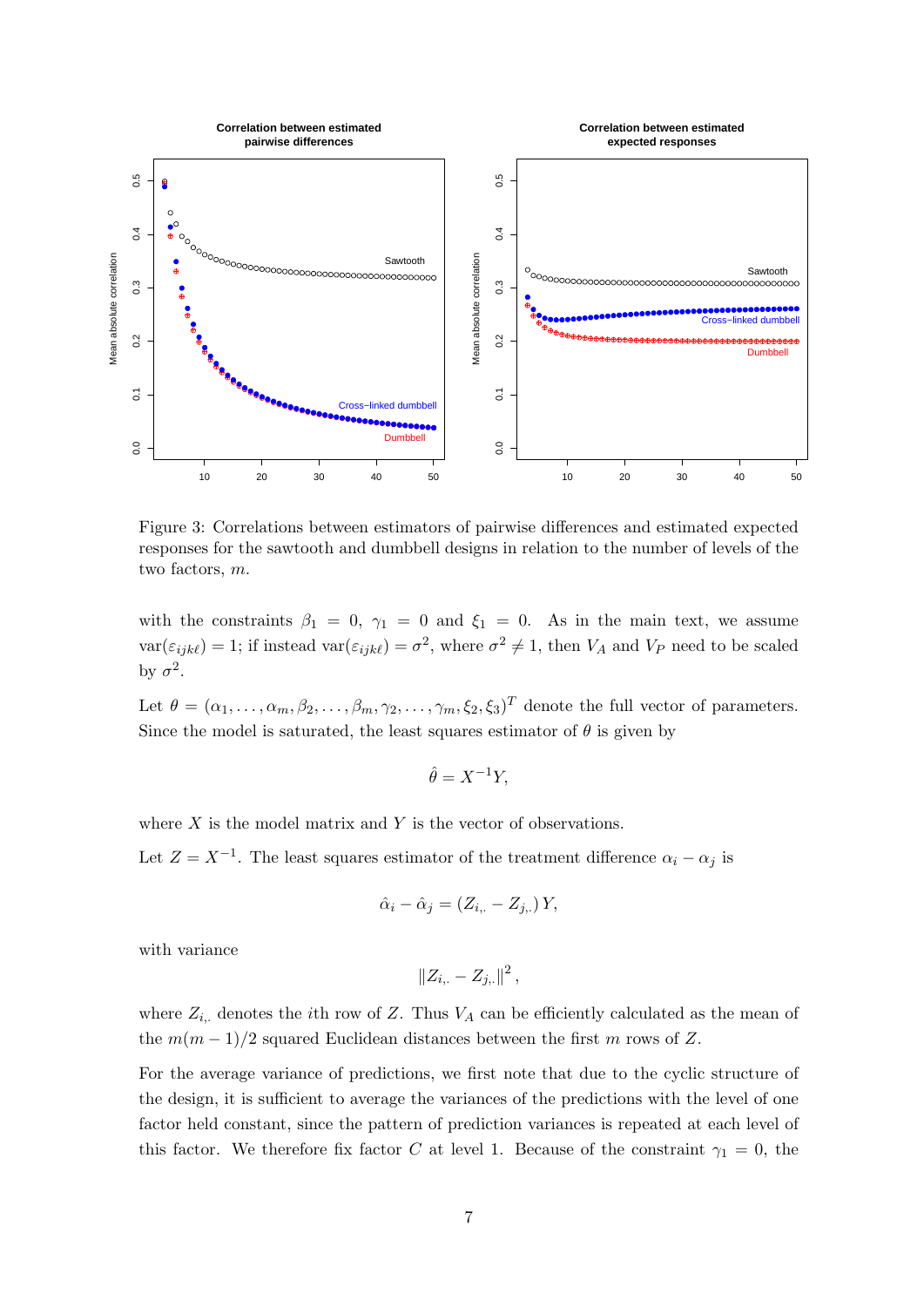Figure 3: Correlations between estimators of pairwise differences and estimated expected responses for the sawtooth and dumbbell designs in relation to the number of levels of the two factors, $m$.

with the constraints $\beta_1 = 0$, $\gamma_1 = 0$ and $\xi_1 = 0$. As in the main text, we assume $\text{var}(\varepsilon_{ijk\ell}) = 1$; if instead $\text{var}(\varepsilon_{ijk\ell}) = \sigma^2$, where $\sigma^2 \neq 1$, then $V_A$ and $V_P$ need to be scaled by $\sigma^2$.

Let $\theta = (\alpha_1, \ldots, \alpha_m, \beta_2, \ldots, \beta_m, \gamma_2, \ldots, \gamma_m, \xi_2, \xi_3)^T$ denote the full vector of parameters. Since the model is saturated, the least squares estimator of $\theta$ is given by

$$\hat{\theta} = X^{-1}Y,$$

where $X$ is the model matrix and $Y$ is the vector of observations.

Let $Z = X^{-1}$. The least squares estimator of the treatment difference $\alpha_i - \alpha_j$ is

$$\hat{\alpha}_i - \hat{\alpha}_j = (Z_{i,\cdot} - Z_{j,\cdot})\, Y,$$

with variance

$$\|Z_{i,\cdot} - Z_{j,\cdot}\|^2,$$

where $Z_{i,\cdot}$ denotes the $i$th row of $Z$. Thus $V_A$ can be efficiently calculated as the mean of the $m(m-1)/2$ squared Euclidean distances between the first $m$ rows of $Z$.

For the average variance of predictions, we first note that due to the cyclic structure of the design, it is sufficient to average the variances of the predictions with the level of one factor held constant, since the pattern of prediction variances is repeated at each level of this factor. We therefore fix factor $C$ at level 1. Because of the constraint $\gamma_1 = 0$, the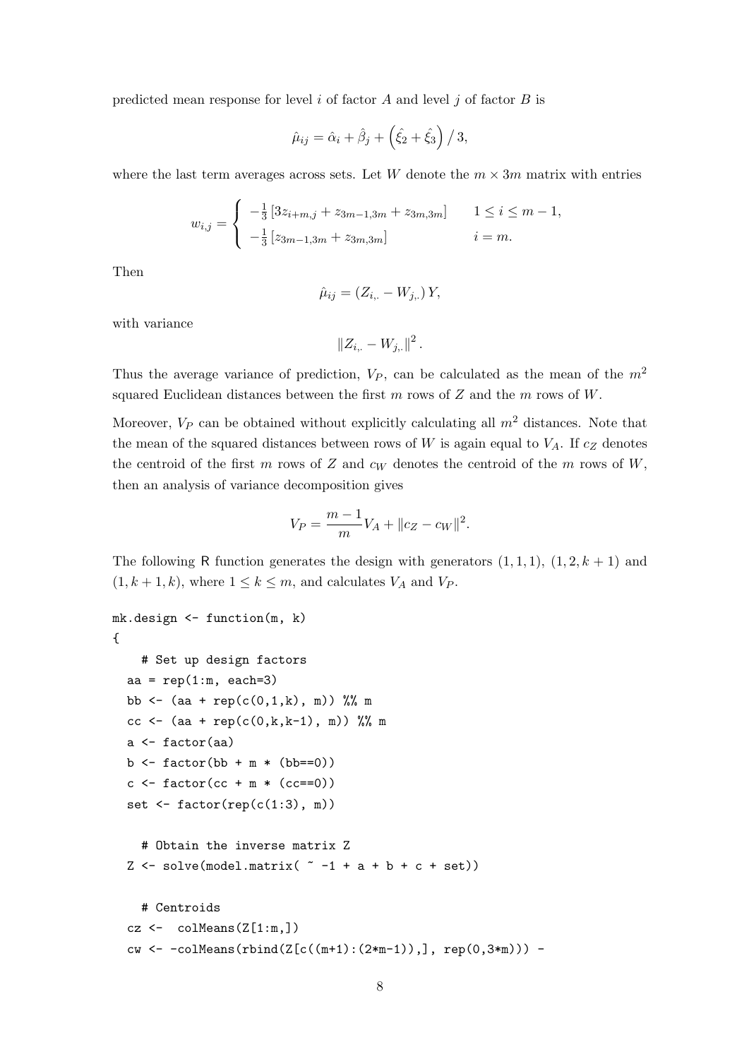predicted mean response for level $i$ of factor $A$ and level $j$ of factor $B$ is

$$\hat{\mu}_{ij} = \hat{\alpha}_i + \hat{\beta}_j + \left(\hat{\xi}_2 + \hat{\xi}_3\right)/3,$$

where the last term averages across sets. Let $W$ denote the $m \times 3m$ matrix with entries

$$w_{i,j} = \begin{cases} -\frac{1}{3}\left[3z_{i+m,j} + z_{3m-1,3m} + z_{3m,3m}\right] & 1 \le i \le m-1, \\ -\frac{1}{3}\left[z_{3m-1,3m} + z_{3m,3m}\right] & i = m. \end{cases}$$

Then

$$\hat{\mu}_{ij} = \left(Z_{i,.} - W_{j,.}\right) Y,$$

with variance

$$\left\| Z_{i,.} - W_{j,.} \right\|^2.$$

Thus the average variance of prediction, $V_P$, can be calculated as the mean of the $m^2$ squared Euclidean distances between the first $m$ rows of $Z$ and the $m$ rows of $W$.

Moreover, $V_P$ can be obtained without explicitly calculating all $m^2$ distances. Note that the mean of the squared distances between rows of $W$ is again equal to $V_A$. If $c_Z$ denotes the centroid of the first $m$ rows of $Z$ and $c_W$ denotes the centroid of the $m$ rows of $W$, then an analysis of variance decomposition gives

$$V_P = \frac{m-1}{m} V_A + \|c_Z - c_W\|^2.$$

The following R function generates the design with generators $(1,1,1)$, $(1,2,k+1)$ and $(1,k+1,k)$, where $1 \le k \le m$, and calculates $V_A$ and $V_P$.

```
mk.design <- function(m, k)
{
    # Set up design factors
  aa = rep(1:m, each=3)
  bb <- (aa + rep(c(0,1,k), m)) %% m
  cc <- (aa + rep(c(0,k,k-1), m)) %% m
  a <- factor(aa)
  b <- factor(bb + m * (bb==0))
  c <- factor(cc + m * (cc==0))
  set <- factor(rep(c(1:3), m))

    # Obtain the inverse matrix Z
  Z <- solve(model.matrix( ~ -1 + a + b + c + set))

    # Centroids
  cz <-  colMeans(Z[1:m,])
  cw <- -colMeans(rbind(Z[c((m+1):(2*m-1)),], rep(0,3*m))) -
```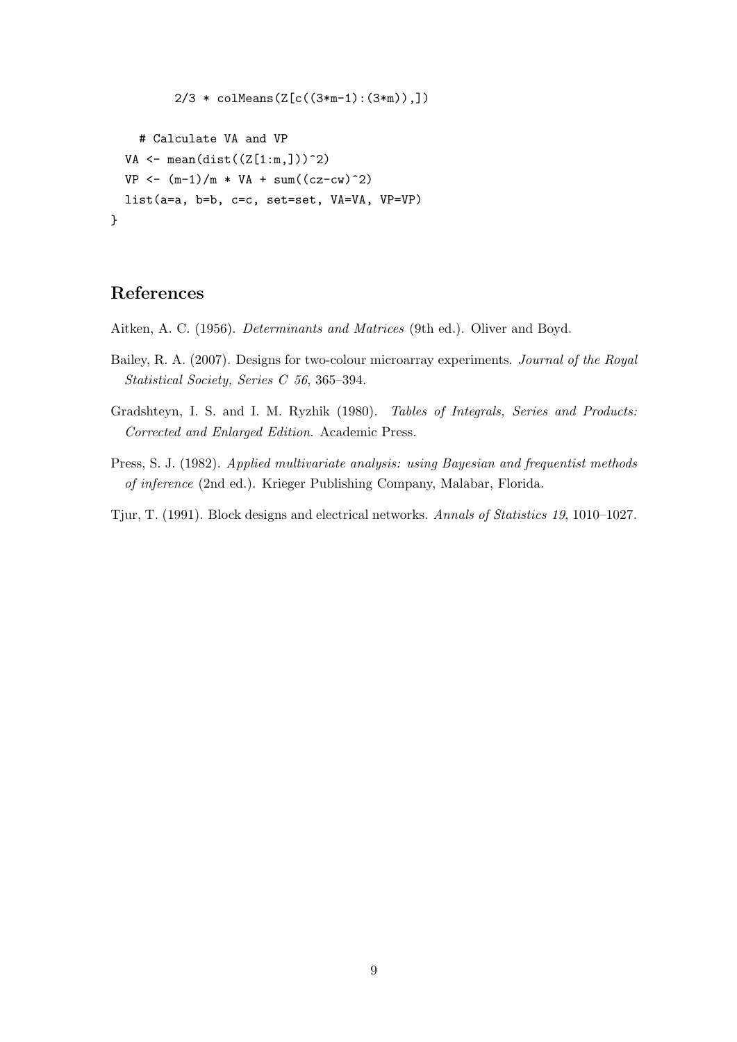```
        2/3 * colMeans(Z[c((3*m-1):(3*m)),])

    # Calculate VA and VP
  VA <- mean(dist((Z[1:m,]))^2)
  VP <- (m-1)/m * VA + sum((cz-cw)^2)
  list(a=a, b=b, c=c, set=set, VA=VA, VP=VP)
}
```

## References

Aitken, A. C. (1956). *Determinants and Matrices* (9th ed.). Oliver and Boyd.

Bailey, R. A. (2007). Designs for two-colour microarray experiments. *Journal of the Royal Statistical Society, Series C 56*, 365–394.

Gradshteyn, I. S. and I. M. Ryzhik (1980). *Tables of Integrals, Series and Products: Corrected and Enlarged Edition*. Academic Press.

Press, S. J. (1982). *Applied multivariate analysis: using Bayesian and frequentist methods of inference* (2nd ed.). Krieger Publishing Company, Malabar, Florida.

Tjur, T. (1991). Block designs and electrical networks. *Annals of Statistics 19*, 1010–1027.